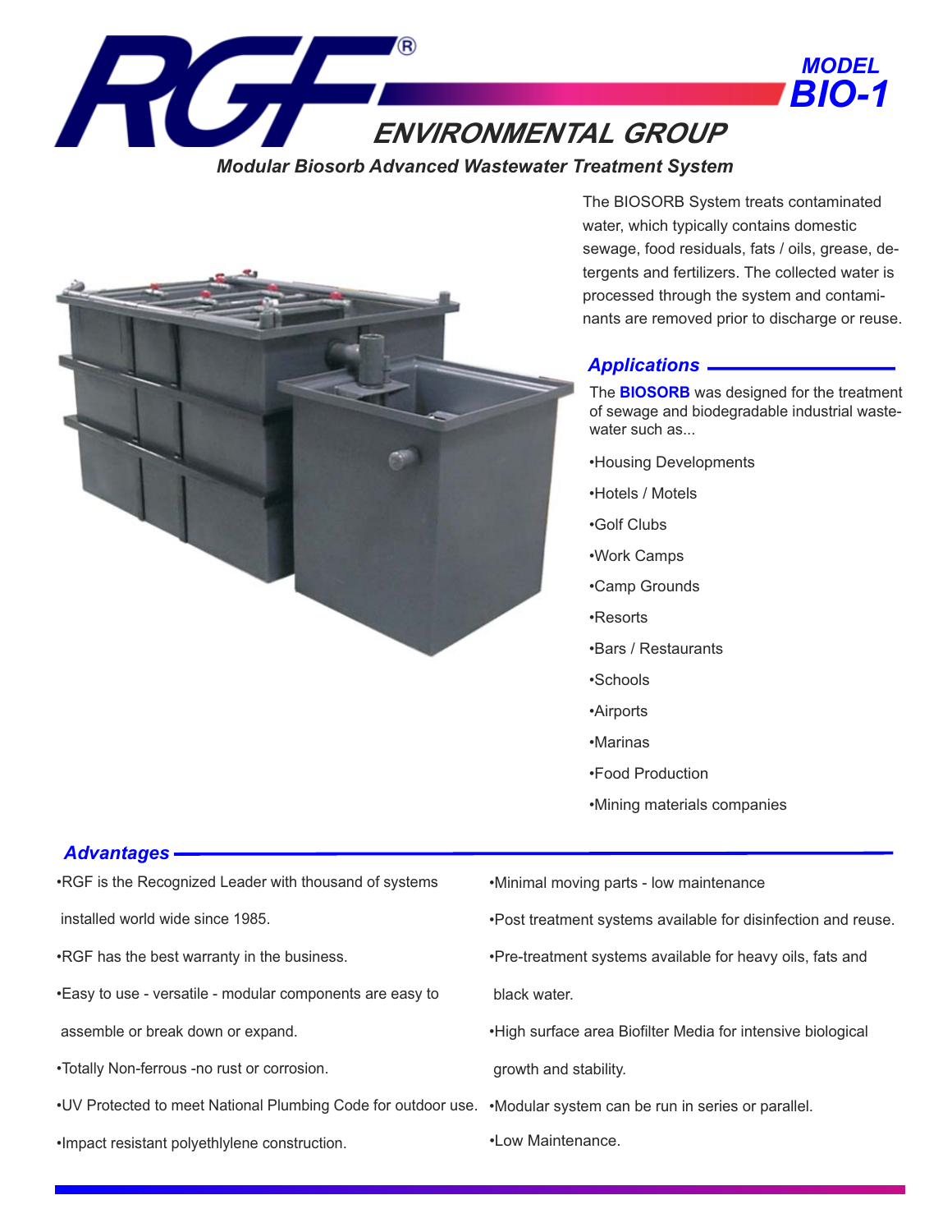# RGF® ENVIRONMENTAL GROUP

**MODEL BIO-1**

***Modular Biosorb Advanced Wastewater Treatment System***

The BIOSORB System treats contaminated water, which typically contains domestic sewage, food residuals, fats / oils, grease, detergents and fertilizers. The collected water is processed through the system and contaminants are removed prior to discharge or reuse.

## *Applications*

The **BIOSORB** was designed for the treatment of sewage and biodegradable industrial wastewater such as...

- Housing Developments
- Hotels / Motels
- Golf Clubs
- Work Camps
- Camp Grounds
- Resorts
- Bars / Restaurants
- Schools
- Airports
- Marinas
- Food Production
- Mining materials companies

## *Advantages*

- RGF is the Recognized Leader with thousand of systems installed world wide since 1985.
- RGF has the best warranty in the business.
- Easy to use - versatile - modular components are easy to assemble or break down or expand.
- Totally Non-ferrous -no rust or corrosion.
- UV Protected to meet National Plumbing Code for outdoor use.
- Impact resistant polyethlylene construction.
- Minimal moving parts - low maintenance
- Post treatment systems available for disinfection and reuse.
- Pre-treatment systems available for heavy oils, fats and black water.
- High surface area Biofilter Media for intensive biological growth and stability.
- Modular system can be run in series or parallel.
- Low Maintenance.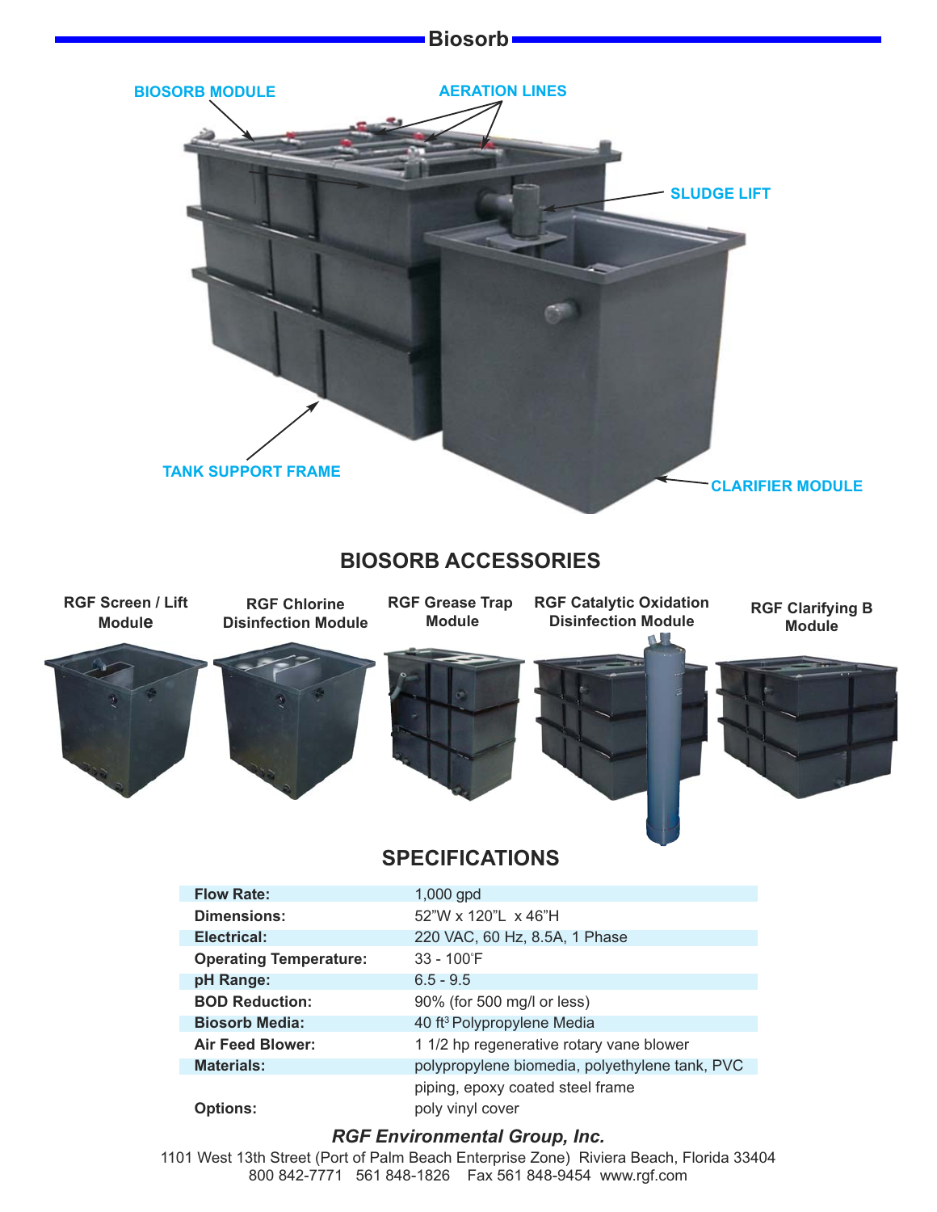## Biosorb

BIOSORB MODULE

AERATION LINES

SLUDGE LIFT

TANK SUPPORT FRAME

CLARIFIER MODULE

## BIOSORB ACCESSORIES

**RGF Screen / Lift Module**

**RGF Chlorine Disinfection Module**

**RGF Grease Trap Module**

**RGF Catalytic Oxidation Disinfection Module**

**RGF Clarifying B Module**

## SPECIFICATIONS

| | |
|---|---|
| **Flow Rate:** | 1,000 gpd |
| **Dimensions:** | 52"W x 120"L x 46"H |
| **Electrical:** | 220 VAC, 60 Hz, 8.5A, 1 Phase |
| **Operating Temperature:** | 33 - 100°F |
| **pH Range:** | 6.5 - 9.5 |
| **BOD Reduction:** | 90% (for 500 mg/l or less) |
| **Biosorb Media:** | 40 $ft^3$ Polypropylene Media |
| **Air Feed Blower:** | 1 1/2 hp regenerative rotary vane blower |
| **Materials:** | polypropylene biomedia, polyethylene tank, PVC piping, epoxy coated steel frame |
| **Options:** | poly vinyl cover |

***RGF Environmental Group, Inc.***

1101 West 13th Street (Port of Palm Beach Enterprise Zone) Riviera Beach, Florida 33404
800 842-7771 561 848-1826 Fax 561 848-9454 www.rgf.com